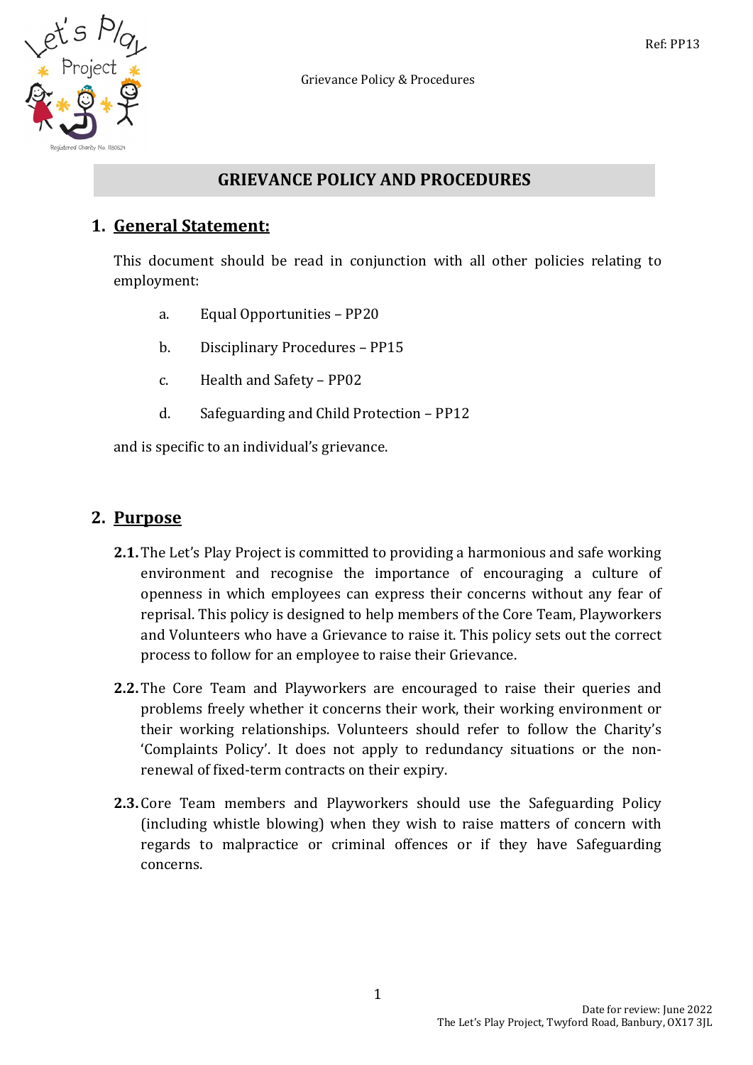## GRIEVANCE POLICY AND PROCEDURES

### 1. General Statement:

This document should be read in conjunction with all other policies relating to employment:

a. Equal Opportunities – PP20

b. Disciplinary Procedures – PP15

c. Health and Safety – PP02

d. Safeguarding and Child Protection – PP12

and is specific to an individual's grievance.

### 2. Purpose

**2.1.** The Let's Play Project is committed to providing a harmonious and safe working environment and recognise the importance of encouraging a culture of openness in which employees can express their concerns without any fear of reprisal. This policy is designed to help members of the Core Team, Playworkers and Volunteers who have a Grievance to raise it. This policy sets out the correct process to follow for an employee to raise their Grievance.

**2.2.** The Core Team and Playworkers are encouraged to raise their queries and problems freely whether it concerns their work, their working environment or their working relationships. Volunteers should refer to follow the Charity's 'Complaints Policy'. It does not apply to redundancy situations or the non-renewal of fixed-term contracts on their expiry.

**2.3.** Core Team members and Playworkers should use the Safeguarding Policy (including whistle blowing) when they wish to raise matters of concern with regards to malpractice or criminal offences or if they have Safeguarding concerns.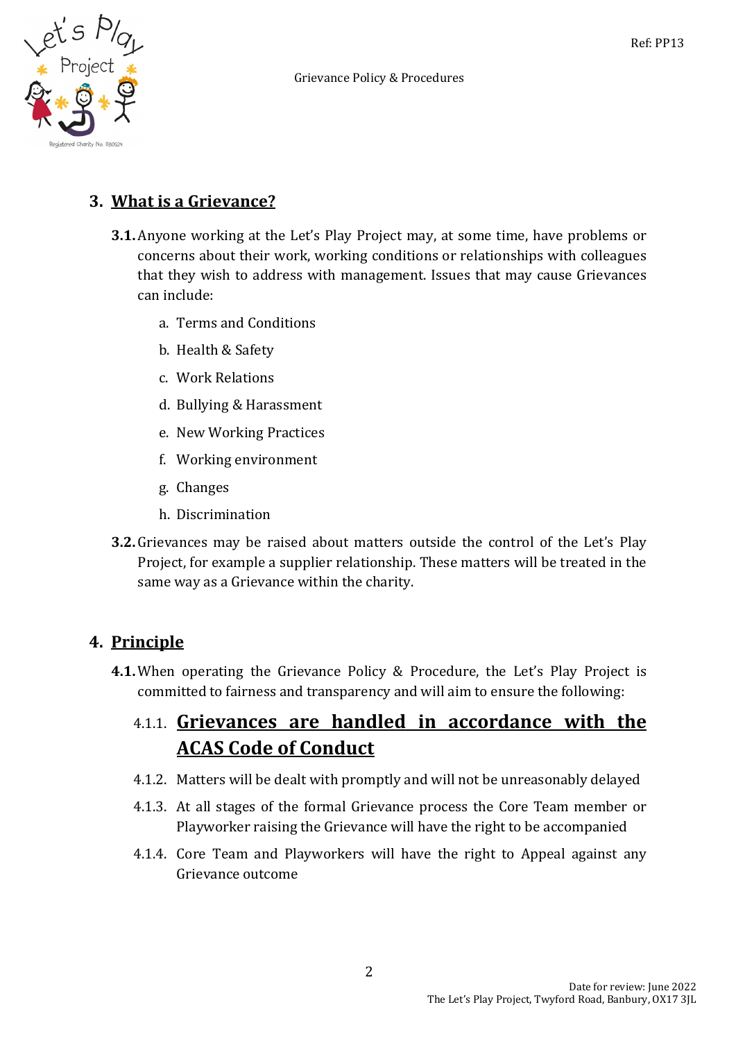## 3. What is a Grievance?

**3.1.** Anyone working at the Let's Play Project may, at some time, have problems or concerns about their work, working conditions or relationships with colleagues that they wish to address with management. Issues that may cause Grievances can include:

a. Terms and Conditions

b. Health & Safety

c. Work Relations

d. Bullying & Harassment

e. New Working Practices

f. Working environment

g. Changes

h. Discrimination

**3.2.** Grievances may be raised about matters outside the control of the Let's Play Project, for example a supplier relationship. These matters will be treated in the same way as a Grievance within the charity.

## 4. Principle

**4.1.** When operating the Grievance Policy & Procedure, the Let's Play Project is committed to fairness and transparency and will aim to ensure the following:

4.1.1. **Grievances are handled in accordance with the ACAS Code of Conduct**

4.1.2. Matters will be dealt with promptly and will not be unreasonably delayed

4.1.3. At all stages of the formal Grievance process the Core Team member or Playworker raising the Grievance will have the right to be accompanied

4.1.4. Core Team and Playworkers will have the right to Appeal against any Grievance outcome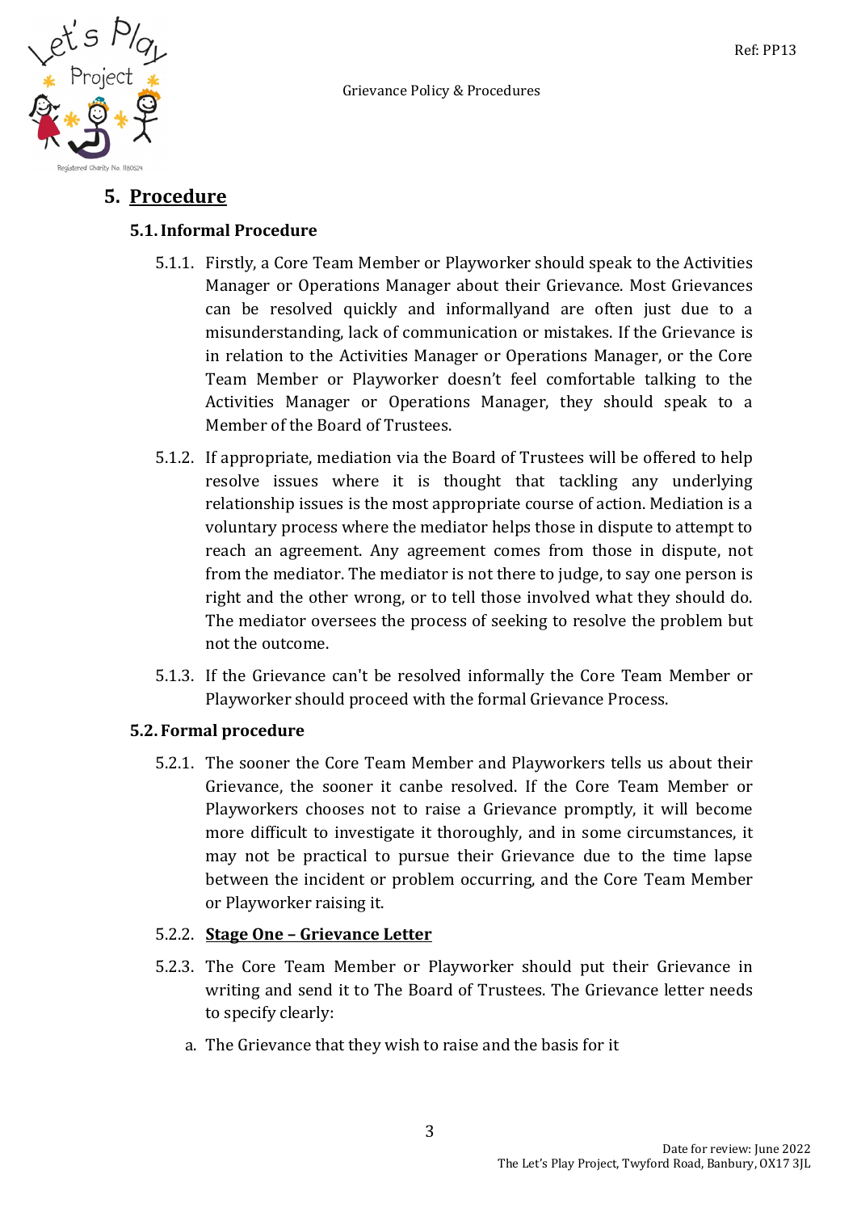## 5. Procedure

### 5.1. Informal Procedure

5.1.1. Firstly, a Core Team Member or Playworker should speak to the Activities Manager or Operations Manager about their Grievance. Most Grievances can be resolved quickly and informallyand are often just due to a misunderstanding, lack of communication or mistakes. If the Grievance is in relation to the Activities Manager or Operations Manager, or the Core Team Member or Playworker doesn't feel comfortable talking to the Activities Manager or Operations Manager, they should speak to a Member of the Board of Trustees.

5.1.2. If appropriate, mediation via the Board of Trustees will be offered to help resolve issues where it is thought that tackling any underlying relationship issues is the most appropriate course of action. Mediation is a voluntary process where the mediator helps those in dispute to attempt to reach an agreement. Any agreement comes from those in dispute, not from the mediator. The mediator is not there to judge, to say one person is right and the other wrong, or to tell those involved what they should do. The mediator oversees the process of seeking to resolve the problem but not the outcome.

5.1.3. If the Grievance can't be resolved informally the Core Team Member or Playworker should proceed with the formal Grievance Process.

### 5.2. Formal procedure

5.2.1. The sooner the Core Team Member and Playworkers tells us about their Grievance, the sooner it canbe resolved. If the Core Team Member or Playworkers chooses not to raise a Grievance promptly, it will become more difficult to investigate it thoroughly, and in some circumstances, it may not be practical to pursue their Grievance due to the time lapse between the incident or problem occurring, and the Core Team Member or Playworker raising it.

5.2.2. **Stage One – Grievance Letter**

5.2.3. The Core Team Member or Playworker should put their Grievance in writing and send it to The Board of Trustees. The Grievance letter needs to specify clearly:

a. The Grievance that they wish to raise and the basis for it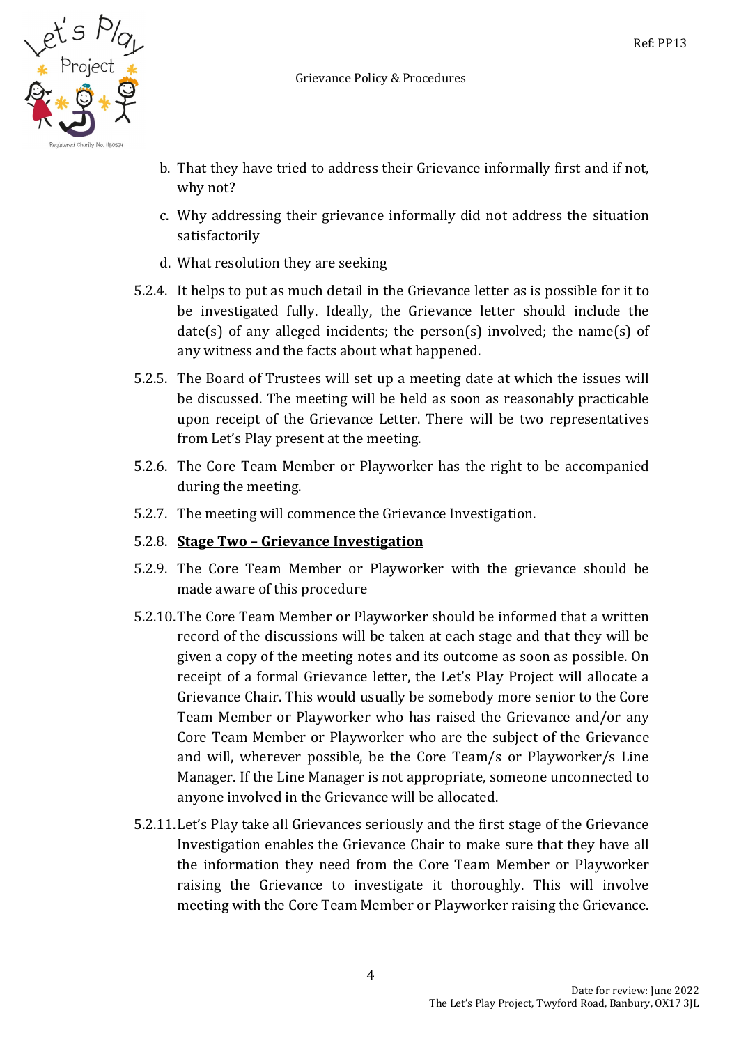b. That they have tried to address their Grievance informally first and if not, why not?

c. Why addressing their grievance informally did not address the situation satisfactorily

d. What resolution they are seeking

5.2.4. It helps to put as much detail in the Grievance letter as is possible for it to be investigated fully. Ideally, the Grievance letter should include the date(s) of any alleged incidents; the person(s) involved; the name(s) of any witness and the facts about what happened.

5.2.5. The Board of Trustees will set up a meeting date at which the issues will be discussed. The meeting will be held as soon as reasonably practicable upon receipt of the Grievance Letter. There will be two representatives from Let's Play present at the meeting.

5.2.6. The Core Team Member or Playworker has the right to be accompanied during the meeting.

5.2.7. The meeting will commence the Grievance Investigation.

5.2.8. **Stage Two – Grievance Investigation**

5.2.9. The Core Team Member or Playworker with the grievance should be made aware of this procedure

5.2.10. The Core Team Member or Playworker should be informed that a written record of the discussions will be taken at each stage and that they will be given a copy of the meeting notes and its outcome as soon as possible. On receipt of a formal Grievance letter, the Let's Play Project will allocate a Grievance Chair. This would usually be somebody more senior to the Core Team Member or Playworker who has raised the Grievance and/or any Core Team Member or Playworker who are the subject of the Grievance and will, wherever possible, be the Core Team/s or Playworker/s Line Manager. If the Line Manager is not appropriate, someone unconnected to anyone involved in the Grievance will be allocated.

5.2.11. Let's Play take all Grievances seriously and the first stage of the Grievance Investigation enables the Grievance Chair to make sure that they have all the information they need from the Core Team Member or Playworker raising the Grievance to investigate it thoroughly. This will involve meeting with the Core Team Member or Playworker raising the Grievance.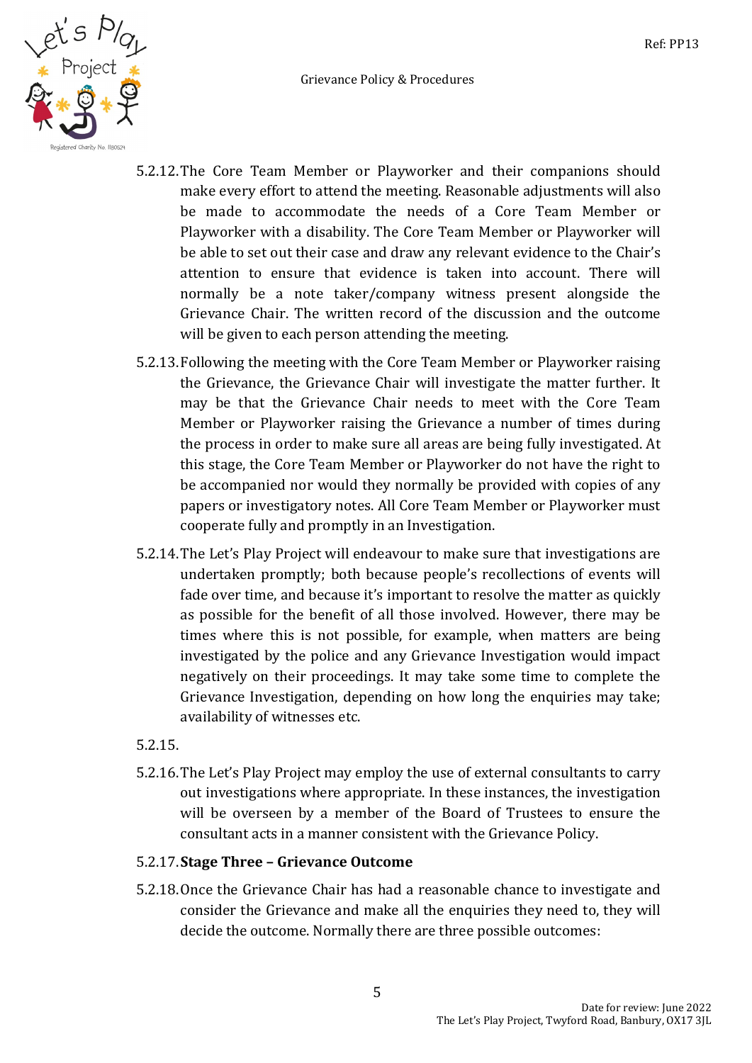5.2.12. The Core Team Member or Playworker and their companions should make every effort to attend the meeting. Reasonable adjustments will also be made to accommodate the needs of a Core Team Member or Playworker with a disability. The Core Team Member or Playworker will be able to set out their case and draw any relevant evidence to the Chair's attention to ensure that evidence is taken into account. There will normally be a note taker/company witness present alongside the Grievance Chair. The written record of the discussion and the outcome will be given to each person attending the meeting.

5.2.13. Following the meeting with the Core Team Member or Playworker raising the Grievance, the Grievance Chair will investigate the matter further. It may be that the Grievance Chair needs to meet with the Core Team Member or Playworker raising the Grievance a number of times during the process in order to make sure all areas are being fully investigated. At this stage, the Core Team Member or Playworker do not have the right to be accompanied nor would they normally be provided with copies of any papers or investigatory notes. All Core Team Member or Playworker must cooperate fully and promptly in an Investigation.

5.2.14. The Let's Play Project will endeavour to make sure that investigations are undertaken promptly; both because people's recollections of events will fade over time, and because it's important to resolve the matter as quickly as possible for the benefit of all those involved. However, there may be times where this is not possible, for example, when matters are being investigated by the police and any Grievance Investigation would impact negatively on their proceedings. It may take some time to complete the Grievance Investigation, depending on how long the enquiries may take; availability of witnesses etc.

5.2.15.

5.2.16. The Let's Play Project may employ the use of external consultants to carry out investigations where appropriate. In these instances, the investigation will be overseen by a member of the Board of Trustees to ensure the consultant acts in a manner consistent with the Grievance Policy.

5.2.17. **Stage Three – Grievance Outcome**

5.2.18. Once the Grievance Chair has had a reasonable chance to investigate and consider the Grievance and make all the enquiries they need to, they will decide the outcome. Normally there are three possible outcomes: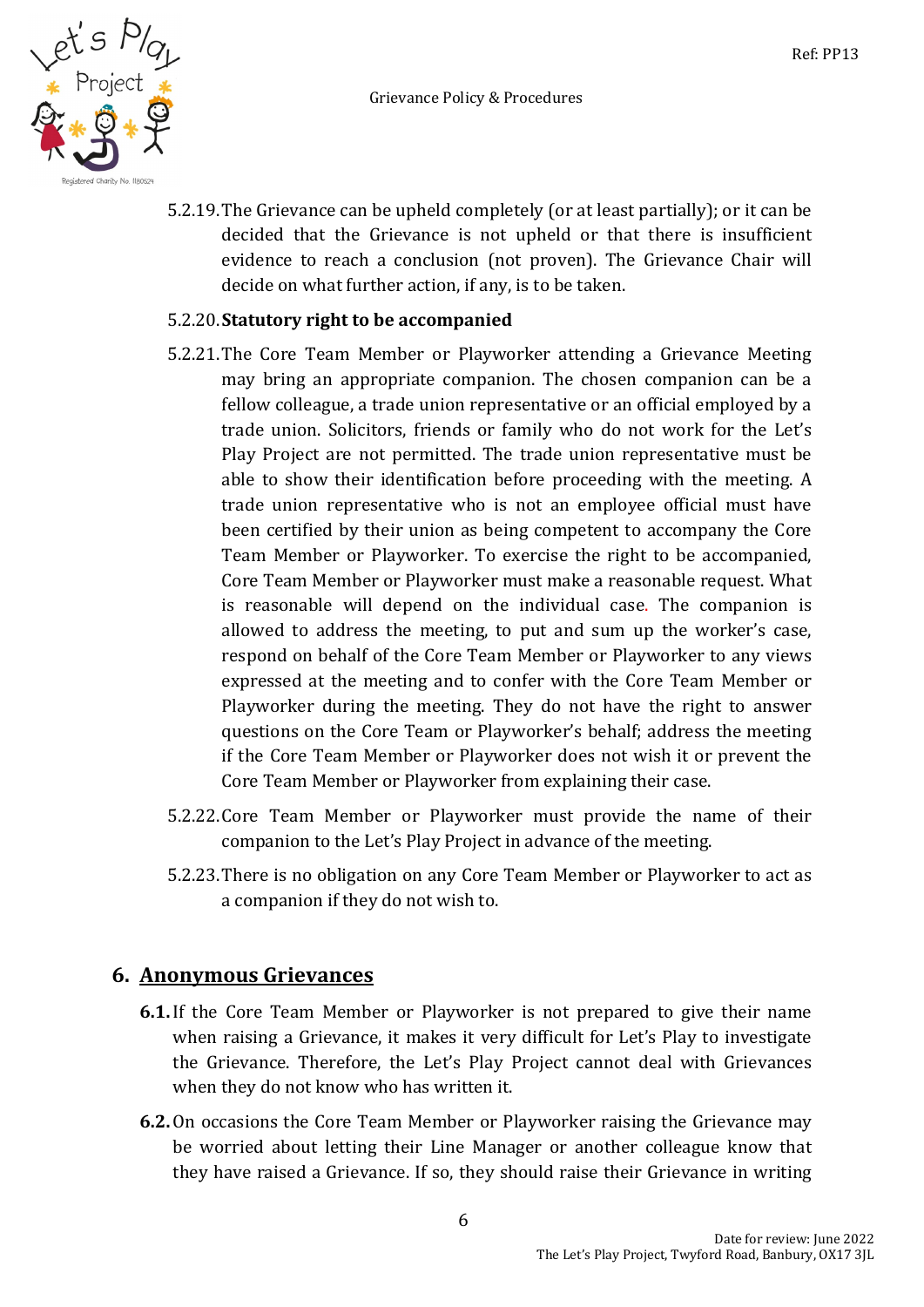5.2.19. The Grievance can be upheld completely (or at least partially); or it can be decided that the Grievance is not upheld or that there is insufficient evidence to reach a conclusion (not proven). The Grievance Chair will decide on what further action, if any, is to be taken.

5.2.20. **Statutory right to be accompanied**

5.2.21. The Core Team Member or Playworker attending a Grievance Meeting may bring an appropriate companion. The chosen companion can be a fellow colleague, a trade union representative or an official employed by a trade union. Solicitors, friends or family who do not work for the Let's Play Project are not permitted. The trade union representative must be able to show their identification before proceeding with the meeting. A trade union representative who is not an employee official must have been certified by their union as being competent to accompany the Core Team Member or Playworker. To exercise the right to be accompanied, Core Team Member or Playworker must make a reasonable request. What is reasonable will depend on the individual case. The companion is allowed to address the meeting, to put and sum up the worker's case, respond on behalf of the Core Team Member or Playworker to any views expressed at the meeting and to confer with the Core Team Member or Playworker during the meeting. They do not have the right to answer questions on the Core Team or Playworker's behalf; address the meeting if the Core Team Member or Playworker does not wish it or prevent the Core Team Member or Playworker from explaining their case.

5.2.22. Core Team Member or Playworker must provide the name of their companion to the Let's Play Project in advance of the meeting.

5.2.23. There is no obligation on any Core Team Member or Playworker to act as a companion if they do not wish to.

## 6. Anonymous Grievances

**6.1.** If the Core Team Member or Playworker is not prepared to give their name when raising a Grievance, it makes it very difficult for Let's Play to investigate the Grievance. Therefore, the Let's Play Project cannot deal with Grievances when they do not know who has written it.

**6.2.** On occasions the Core Team Member or Playworker raising the Grievance may be worried about letting their Line Manager or another colleague know that they have raised a Grievance. If so, they should raise their Grievance in writing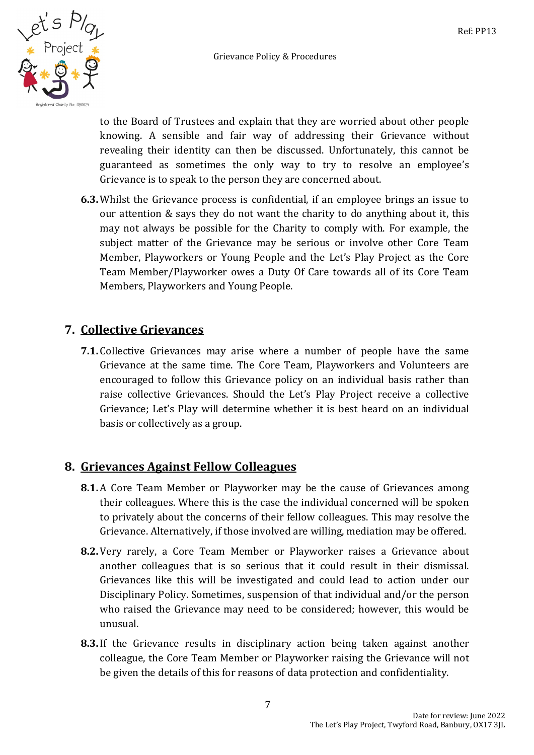to the Board of Trustees and explain that they are worried about other people knowing. A sensible and fair way of addressing their Grievance without revealing their identity can then be discussed. Unfortunately, this cannot be guaranteed as sometimes the only way to try to resolve an employee's Grievance is to speak to the person they are concerned about.

**6.3.** Whilst the Grievance process is confidential, if an employee brings an issue to our attention & says they do not want the charity to do anything about it, this may not always be possible for the Charity to comply with. For example, the subject matter of the Grievance may be serious or involve other Core Team Member, Playworkers or Young People and the Let's Play Project as the Core Team Member/Playworker owes a Duty Of Care towards all of its Core Team Members, Playworkers and Young People.

## 7. Collective Grievances

**7.1.** Collective Grievances may arise where a number of people have the same Grievance at the same time. The Core Team, Playworkers and Volunteers are encouraged to follow this Grievance policy on an individual basis rather than raise collective Grievances. Should the Let's Play Project receive a collective Grievance; Let's Play will determine whether it is best heard on an individual basis or collectively as a group.

## 8. Grievances Against Fellow Colleagues

**8.1.** A Core Team Member or Playworker may be the cause of Grievances among their colleagues. Where this is the case the individual concerned will be spoken to privately about the concerns of their fellow colleagues. This may resolve the Grievance. Alternatively, if those involved are willing, mediation may be offered.

**8.2.** Very rarely, a Core Team Member or Playworker raises a Grievance about another colleagues that is so serious that it could result in their dismissal. Grievances like this will be investigated and could lead to action under our Disciplinary Policy. Sometimes, suspension of that individual and/or the person who raised the Grievance may need to be considered; however, this would be unusual.

**8.3.** If the Grievance results in disciplinary action being taken against another colleague, the Core Team Member or Playworker raising the Grievance will not be given the details of this for reasons of data protection and confidentiality.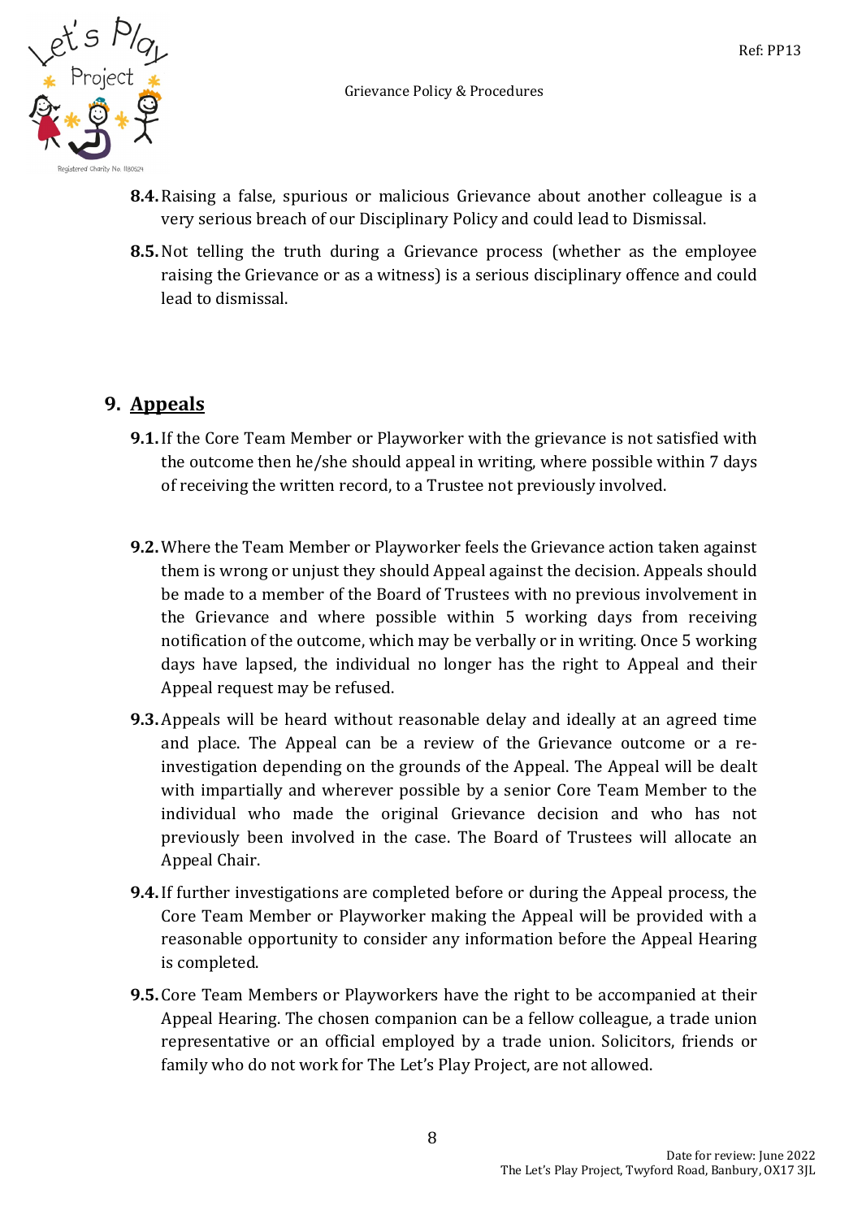**8.4.** Raising a false, spurious or malicious Grievance about another colleague is a very serious breach of our Disciplinary Policy and could lead to Dismissal.

**8.5.** Not telling the truth during a Grievance process (whether as the employee raising the Grievance or as a witness) is a serious disciplinary offence and could lead to dismissal.

## 9. Appeals

**9.1.** If the Core Team Member or Playworker with the grievance is not satisfied with the outcome then he/she should appeal in writing, where possible within 7 days of receiving the written record, to a Trustee not previously involved.

**9.2.** Where the Team Member or Playworker feels the Grievance action taken against them is wrong or unjust they should Appeal against the decision. Appeals should be made to a member of the Board of Trustees with no previous involvement in the Grievance and where possible within 5 working days from receiving notification of the outcome, which may be verbally or in writing. Once 5 working days have lapsed, the individual no longer has the right to Appeal and their Appeal request may be refused.

**9.3.** Appeals will be heard without reasonable delay and ideally at an agreed time and place. The Appeal can be a review of the Grievance outcome or a re-investigation depending on the grounds of the Appeal. The Appeal will be dealt with impartially and wherever possible by a senior Core Team Member to the individual who made the original Grievance decision and who has not previously been involved in the case. The Board of Trustees will allocate an Appeal Chair.

**9.4.** If further investigations are completed before or during the Appeal process, the Core Team Member or Playworker making the Appeal will be provided with a reasonable opportunity to consider any information before the Appeal Hearing is completed.

**9.5.** Core Team Members or Playworkers have the right to be accompanied at their Appeal Hearing. The chosen companion can be a fellow colleague, a trade union representative or an official employed by a trade union. Solicitors, friends or family who do not work for The Let's Play Project, are not allowed.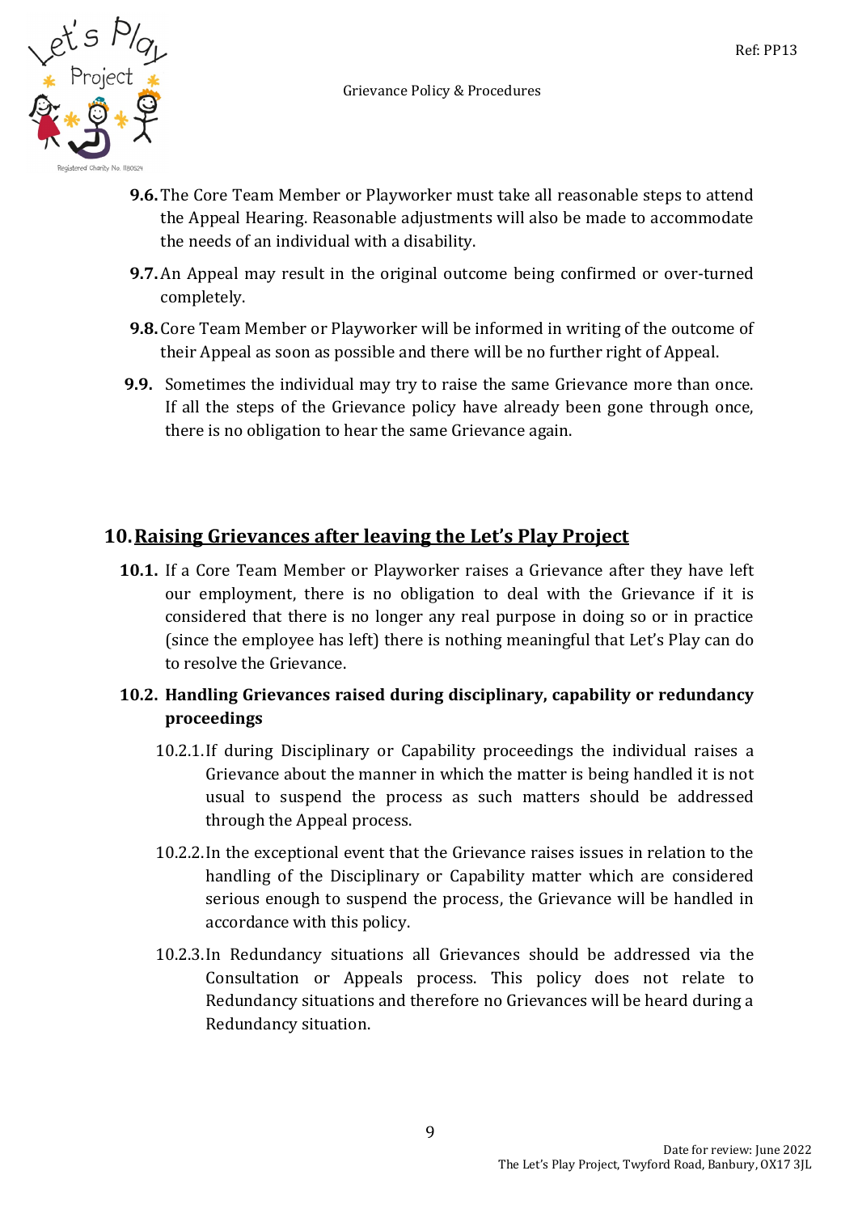**9.6.** The Core Team Member or Playworker must take all reasonable steps to attend the Appeal Hearing. Reasonable adjustments will also be made to accommodate the needs of an individual with a disability.

**9.7.** An Appeal may result in the original outcome being confirmed or over-turned completely.

**9.8.** Core Team Member or Playworker will be informed in writing of the outcome of their Appeal as soon as possible and there will be no further right of Appeal.

**9.9.** Sometimes the individual may try to raise the same Grievance more than once. If all the steps of the Grievance policy have already been gone through once, there is no obligation to hear the same Grievance again.

## 10. Raising Grievances after leaving the Let's Play Project

**10.1.** If a Core Team Member or Playworker raises a Grievance after they have left our employment, there is no obligation to deal with the Grievance if it is considered that there is no longer any real purpose in doing so or in practice (since the employee has left) there is nothing meaningful that Let's Play can do to resolve the Grievance.

**10.2. Handling Grievances raised during disciplinary, capability or redundancy proceedings**

10.2.1. If during Disciplinary or Capability proceedings the individual raises a Grievance about the manner in which the matter is being handled it is not usual to suspend the process as such matters should be addressed through the Appeal process.

10.2.2. In the exceptional event that the Grievance raises issues in relation to the handling of the Disciplinary or Capability matter which are considered serious enough to suspend the process, the Grievance will be handled in accordance with this policy.

10.2.3. In Redundancy situations all Grievances should be addressed via the Consultation or Appeals process. This policy does not relate to Redundancy situations and therefore no Grievances will be heard during a Redundancy situation.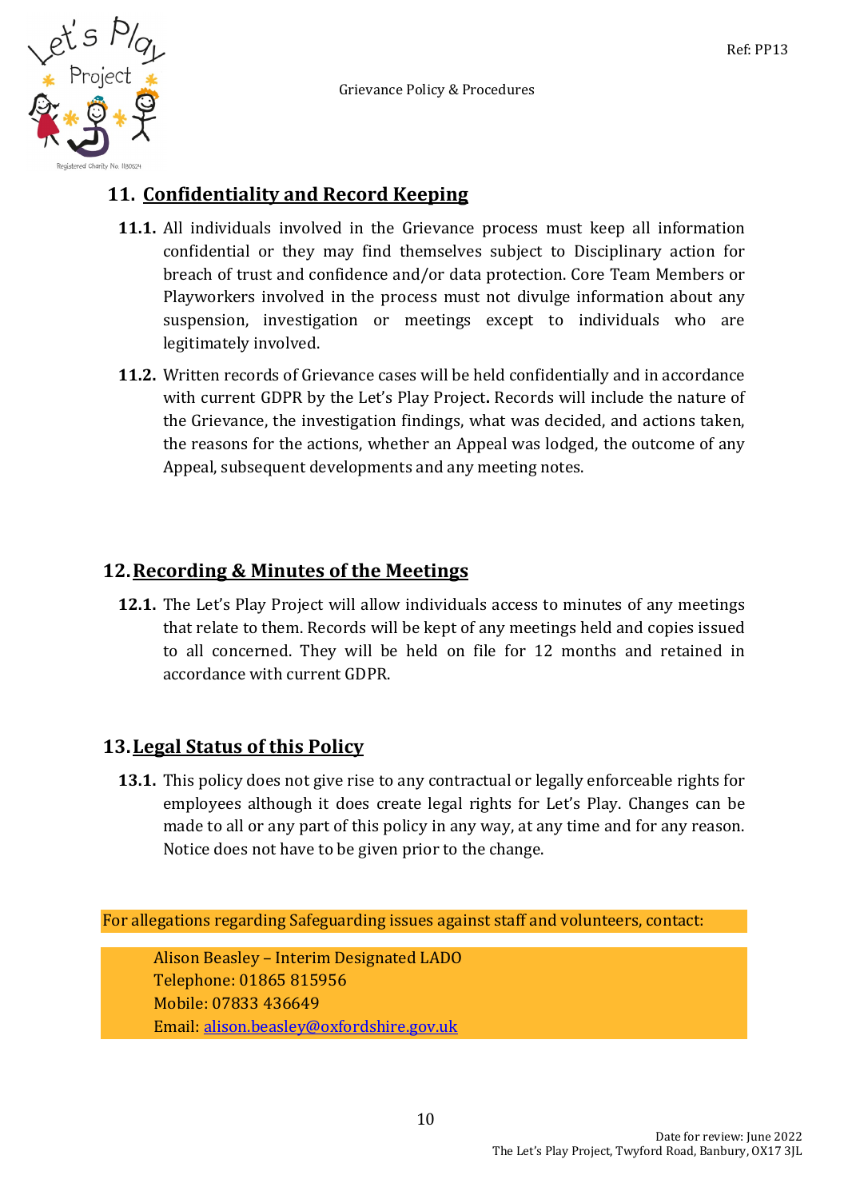## 11. Confidentiality and Record Keeping

**11.1.** All individuals involved in the Grievance process must keep all information confidential or they may find themselves subject to Disciplinary action for breach of trust and confidence and/or data protection. Core Team Members or Playworkers involved in the process must not divulge information about any suspension, investigation or meetings except to individuals who are legitimately involved.

**11.2.** Written records of Grievance cases will be held confidentially and in accordance with current GDPR by the Let's Play Project**.** Records will include the nature of the Grievance, the investigation findings, what was decided, and actions taken, the reasons for the actions, whether an Appeal was lodged, the outcome of any Appeal, subsequent developments and any meeting notes.

## 12. Recording & Minutes of the Meetings

**12.1.** The Let's Play Project will allow individuals access to minutes of any meetings that relate to them. Records will be kept of any meetings held and copies issued to all concerned. They will be held on file for 12 months and retained in accordance with current GDPR.

## 13. Legal Status of this Policy

**13.1.** This policy does not give rise to any contractual or legally enforceable rights for employees although it does create legal rights for Let's Play. Changes can be made to all or any part of this policy in any way, at any time and for any reason. Notice does not have to be given prior to the change.

For allegations regarding Safeguarding issues against staff and volunteers, contact:

Alison Beasley – Interim Designated LADO
Telephone: 01865 815956
Mobile: 07833 436649
Email: alison.beasley@oxfordshire.gov.uk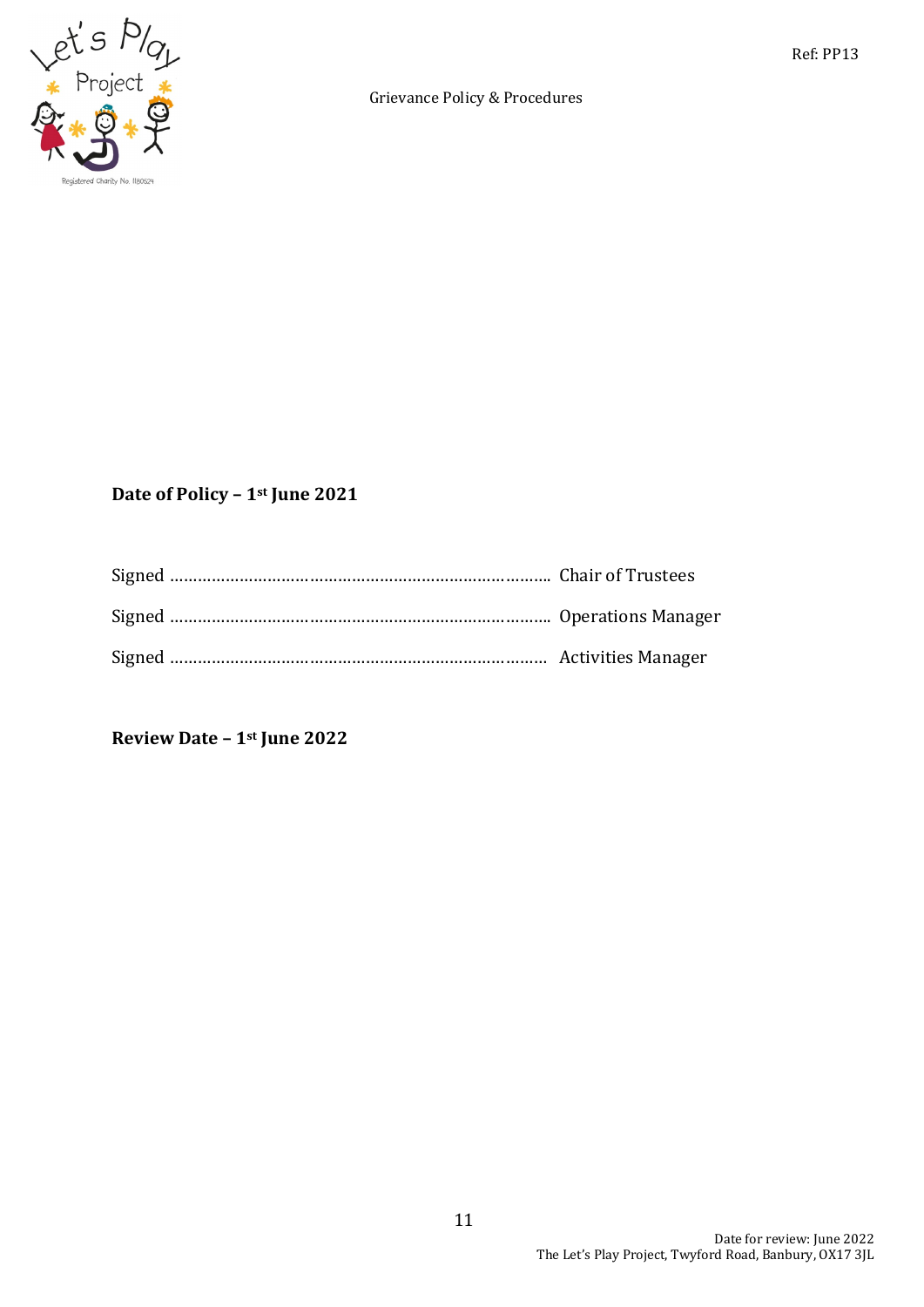**Date of Policy – 1st June 2021**

Signed …………………………………………………………………….. Chair of Trustees

Signed …………………………………………………………………….. Operations Manager

Signed …………………………………………………………………… Activities Manager

**Review Date – 1st June 2022**